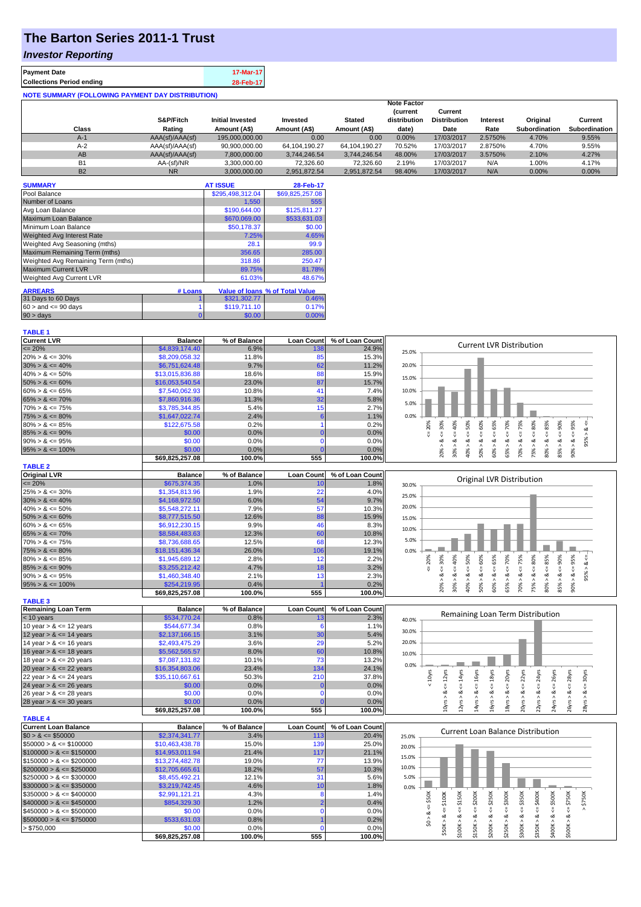# The Barton Series 2011-1 Trust

## *Investor Reporting*

| Payment Date | 17-Mar-17 |
|---|---|
| Collections Period ending | 28-Feb-17 |

**NOTE SUMMARY (FOLLOWING PAYMENT DAY DISTRIBUTION)**

| Class | S&P/Fitch Rating | Initial Invested Amount (A$) | Invested Amount (A$) | Stated Amount (A$) | Note Factor (current distribution date) | Current Distribution Date | Interest Rate | Original Subordination | Current Subordination |
|---|---|---|---|---|---|---|---|---|---|
| A-1 | AAA(sf)/AAA(sf) | 195,000,000.00 | 0.00 | 0.00 | 0.00% | 17/03/2017 | 2.5750% | 4.70% | 9.55% |
| A-2 | AAA(sf)/AAA(sf) | 90,900,000.00 | 64,104,190.27 | 64,104,190.27 | 70.52% | 17/03/2017 | 2.8750% | 4.70% | 9.55% |
| AB | AAA(sf)/AAA(sf) | 7,800,000.00 | 3,744,246.54 | 3,744,246.54 | 48.00% | 17/03/2017 | 3.5750% | 2.10% | 4.27% |
| B1 | AA-(sf)/NR | 3,300,000.00 | 72,326.60 | 72,326.60 | 2.19% | 17/03/2017 | N/A | 1.00% | 4.17% |
| B2 | NR | 3,000,000.00 | 2,951,872.54 | 2,951,872.54 | 98.40% | 17/03/2017 | N/A | 0.00% | 0.00% |

| SUMMARY | AT ISSUE | 28-Feb-17 |
|---|---|---|
| Pool Balance | $295,498,312.04 | $69,825,257.08 |
| Number of Loans | 1,550 | 555 |
| Avg Loan Balance | $190,644.00 | $125,811.27 |
| Maximum Loan Balance | $670,069.00 | $533,631.03 |
| Minimum Loan Balance | $50,178.37 | $0.00 |
| Weighted Avg Interest Rate | 7.25% | 4.65% |
| Weighted Avg Seasoning (mths) | 28.1 | 99.9 |
| Maximum Remaining Term (mths) | 356.65 | 285.00 |
| Weighted Avg Remaining Term (mths) | 318.86 | 250.47 |
| Maximum Current LVR | 89.75% | 81.78% |
| Weighted Avg Current LVR | 61.03% | 48.67% |

| ARREARS | # Loans | Value of loans | % of Total Value |
|---|---|---|---|
| 31 Days to 60 Days | 1 | $321,302.77 | 0.46% |
| 60 > and <= 90 days | 1 | $119,711.10 | 0.17% |
| 90 > days | 0 | $0.00 | 0.00% |

**TABLE 1**

| Current LVR | Balance | % of Balance | Loan Count | % of Loan Count |
|---|---|---|---|---|
| <= 20% | $4,839,174.40 | 6.9% | 138 | 24.9% |
| 20% > & <= 30% | $8,209,058.32 | 11.8% | 85 | 15.3% |
| 30% > & <= 40% | $6,751,624.48 | 9.7% | 62 | 11.2% |
| 40% > & <= 50% | $13,015,836.88 | 18.6% | 88 | 15.9% |
| 50% > & <= 60% | $16,053,540.54 | 23.0% | 87 | 15.7% |
| 60% > & <= 65% | $7,540,062.93 | 10.8% | 41 | 7.4% |
| 65% > & <= 70% | $7,860,916.36 | 11.3% | 32 | 5.8% |
| 70% > & <= 75% | $3,785,344.85 | 5.4% | 15 | 2.7% |
| 75% > & <= 80% | $1,647,022.74 | 2.4% | 6 | 1.1% |
| 80% > & <= 85% | $122,675.58 | 0.2% | 1 | 0.2% |
| 85% > & <= 90% | $0.00 | 0.0% | 0 | 0.0% |
| 90% > & <= 95% | $0.00 | 0.0% | 0 | 0.0% |
| 95% > & <= 100% | $0.00 | 0.0% | 0 | 0.0% |
| | $69,825,257.08 | 100.0% | 555 | 100.0% |

**TABLE 2**

| Original LVR | Balance | % of Balance | Loan Count | % of Loan Count |
|---|---|---|---|---|
| <= 20% | $675,374.35 | 1.0% | 10 | 1.8% |
| 25% > & <= 30% | $1,354,813.96 | 1.9% | 22 | 4.0% |
| 30% > & <= 40% | $4,168,972.50 | 6.0% | 54 | 9.7% |
| 40% > & <= 50% | $5,548,272.11 | 7.9% | 57 | 10.3% |
| 50% > & <= 60% | $8,777,515.50 | 12.6% | 88 | 15.9% |
| 60% > & <= 65% | $6,912,230.15 | 9.9% | 46 | 8.3% |
| 65% > & <= 70% | $8,584,483.63 | 12.3% | 60 | 10.8% |
| 70% > & <= 75% | $8,736,688.65 | 12.5% | 68 | 12.3% |
| 75% > & <= 80% | $18,151,436.34 | 26.0% | 106 | 19.1% |
| 80% > & <= 85% | $1,945,689.12 | 2.8% | 12 | 2.2% |
| 85% > & <= 90% | $3,255,212.42 | 4.7% | 18 | 3.2% |
| 90% > & <= 95% | $1,460,348.40 | 2.1% | 13 | 2.3% |
| 95% > & <= 100% | $254,219.95 | 0.4% | 1 | 0.2% |
| | $69,825,257.08 | 100.0% | 555 | 100.0% |

**TABLE 3**

| Remaining Loan Term | Balance | % of Balance | Loan Count | % of Loan Count |
|---|---|---|---|---|
| < 10 years | $534,770.24 | 0.8% | 13 | 2.3% |
| 10 year > & <= 12 years | $544,677.34 | 0.8% | 6 | 1.1% |
| 12 year > & <= 14 years | $2,137,166.15 | 3.1% | 30 | 5.4% |
| 14 year > & <= 16 years | $2,493,475.29 | 3.6% | 29 | 5.2% |
| 16 year > & <= 18 years | $5,562,565.57 | 8.0% | 60 | 10.8% |
| 18 year > & <= 20 years | $7,087,131.82 | 10.1% | 73 | 13.2% |
| 20 year > & <= 22 years | $16,354,803.06 | 23.4% | 134 | 24.1% |
| 22 year > & <= 24 years | $35,110,667.61 | 50.3% | 210 | 37.8% |
| 24 year > & <= 26 years | $0.00 | 0.0% | 0 | 0.0% |
| 26 year > & <= 28 years | $0.00 | 0.0% | 0 | 0.0% |
| 28 year > & <= 30 years | $0.00 | 0.0% | 0 | 0.0% |
| | $69,825,257.08 | 100.0% | 555 | 100.0% |

**TABLE 4**

| Current Loan Balance | Balance | % of Balance | Loan Count | % of Loan Count |
|---|---|---|---|---|
| $0 > & <= $50000 | $2,374,341.77 | 3.4% | 113 | 20.4% |
| $50000 > & <= $100000 | $10,463,438.78 | 15.0% | 139 | 25.0% |
| $100000 > & <= $150000 | $14,953,011.94 | 21.4% | 117 | 21.1% |
| $150000 > & <= $200000 | $13,274,482.78 | 19.0% | 77 | 13.9% |
| $200000 > & <= $250000 | $12,705,665.61 | 18.2% | 57 | 10.3% |
| $250000 > & <= $300000 | $8,455,492.21 | 12.1% | 31 | 5.6% |
| $300000 > & <= $350000 | $3,219,742.45 | 4.6% | 10 | 1.8% |
| $350000 > & <= $400000 | $2,991,121.21 | 4.3% | 8 | 1.4% |
| $400000 > & <= $450000 | $854,329.30 | 1.2% | 2 | 0.4% |
| $450000 > & <= $500000 | $0.00 | 0.0% | 0 | 0.0% |
| $500000 > & <= $750000 | $533,631.03 | 0.8% | 1 | 0.2% |
| > $750,000 | $0.00 | 0.0% | 0 | 0.0% |
| | $69,825,257.08 | 100.0% | 555 | 100.0% |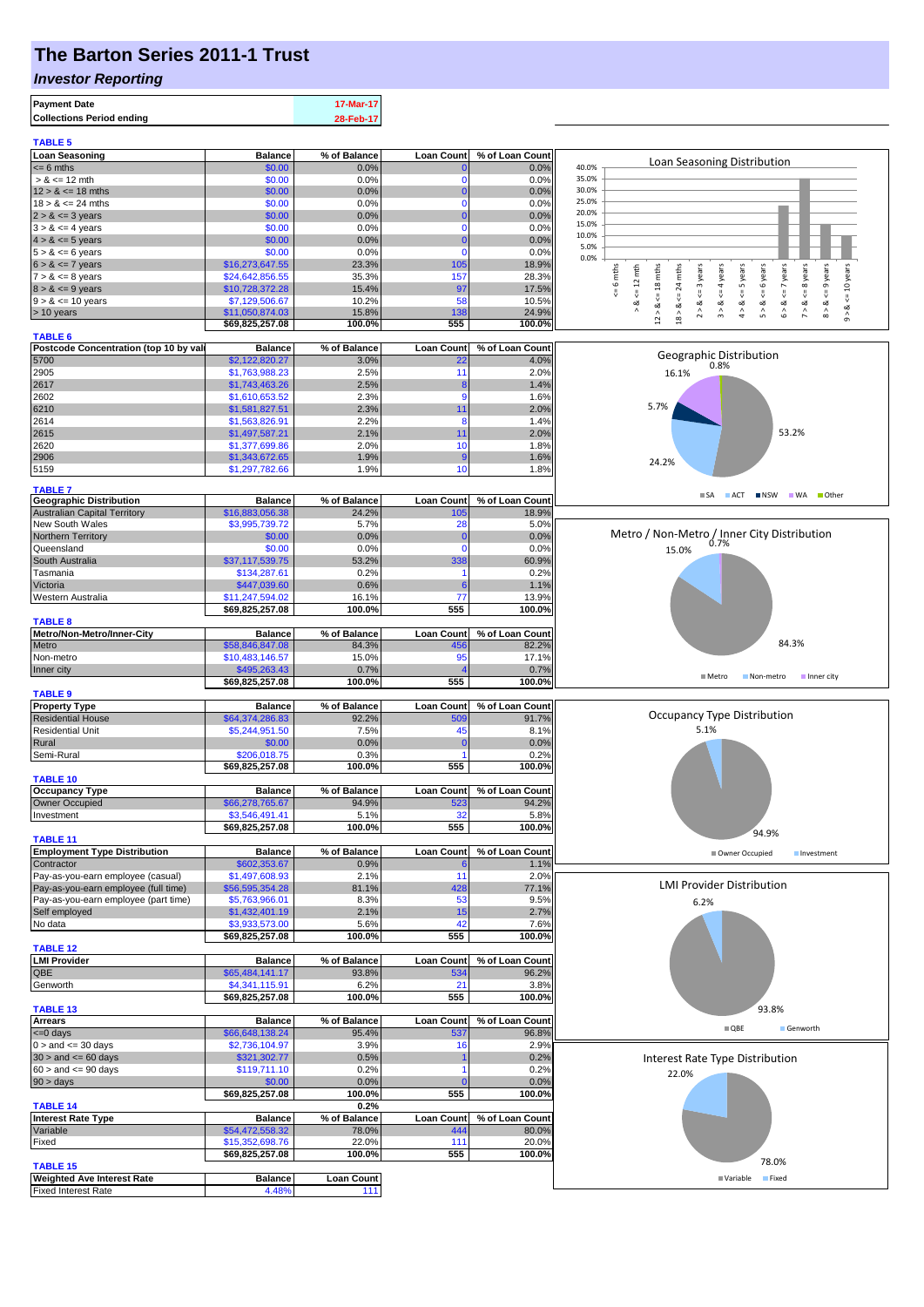# The Barton Series 2011-1 Trust

## *Investor Reporting*

| | |
|---|---|
| **Payment Date** | **17-Mar-17** |
| **Collections Period ending** | **28-Feb-17** |

**TABLE 5**

| Loan Seasoning | Balance | % of Balance | Loan Count | % of Loan Count |
|---|---|---|---|---|
| <= 6 mths | $0.00 | 0.0% | 0 | 0.0% |
| > & <= 12 mth | $0.00 | 0.0% | 0 | 0.0% |
| 12 > & <= 18 mths | $0.00 | 0.0% | 0 | 0.0% |
| 18 > & <= 24 mths | $0.00 | 0.0% | 0 | 0.0% |
| 2 > & <= 3 years | $0.00 | 0.0% | 0 | 0.0% |
| 3 > & <= 4 years | $0.00 | 0.0% | 0 | 0.0% |
| 4 > & <= 5 years | $0.00 | 0.0% | 0 | 0.0% |
| 5 > & <= 6 years | $0.00 | 0.0% | 0 | 0.0% |
| 6 > & <= 7 years | $16,273,647.55 | 23.3% | 105 | 18.9% |
| 7 > & <= 8 years | $24,642,856.55 | 35.3% | 157 | 28.3% |
| 8 > & <= 9 years | $10,728,372.28 | 15.4% | 97 | 17.5% |
| 9 > & <= 10 years | $7,129,506.67 | 10.2% | 58 | 10.5% |
| > 10 years | $11,050,874.03 | 15.8% | 138 | 24.9% |
| | $69,825,257.08 | 100.0% | 555 | 100.0% |

Loan Seasoning Distribution
40.0%
35.0%
30.0%
25.0%
20.0%
15.0%
10.0%
5.0%
0.0%
<= 6 mths
> & <= 12 mth
12 > & <= 18 mths
18 > & <= 24 mths
2 > & <= 3 years
3 > & <= 4 years
4 > & <= 5 years
5 > & <= 6 years
6 > & <= 7 years
7 > & <= 8 years
8 > & <= 9 years
9 > & <= 10 years

**TABLE 6**

| Postcode Concentration (top 10 by value) | Balance | % of Balance | Loan Count | % of Loan Count |
|---|---|---|---|---|
| 5700 | $2,122,820.27 | 3.0% | 22 | 4.0% |
| 2905 | $1,763,988.23 | 2.5% | 11 | 2.0% |
| 2617 | $1,743,463.26 | 2.5% | 8 | 1.4% |
| 2602 | $1,610,653.52 | 2.3% | 9 | 1.6% |
| 6210 | $1,581,827.51 | 2.3% | 11 | 2.0% |
| 2614 | $1,563,826.91 | 2.2% | 8 | 1.4% |
| 2615 | $1,497,587.21 | 2.1% | 11 | 2.0% |
| 2620 | $1,377,699.86 | 2.0% | 10 | 1.8% |
| 2906 | $1,343,672.65 | 1.9% | 9 | 1.6% |
| 5159 | $1,297,782.66 | 1.9% | 10 | 1.8% |

Geographic Distribution
0.8%
16.1%
5.7%
53.2%
24.2%
SA ACT NSW WA Other

**TABLE 7**

| Geographic Distribution | Balance | % of Balance | Loan Count | % of Loan Count |
|---|---|---|---|---|
| Australian Capital Territory | $16,883,056.38 | 24.2% | 105 | 18.9% |
| New South Wales | $3,995,739.72 | 5.7% | 28 | 5.0% |
| Northern Territory | $0.00 | 0.0% | 0 | 0.0% |
| Queensland | $0.00 | 0.0% | 0 | 0.0% |
| South Australia | $37,117,539.75 | 53.2% | 338 | 60.9% |
| Tasmania | $134,287.61 | 0.2% | 1 | 0.2% |
| Victoria | $447,039.60 | 0.6% | 6 | 1.1% |
| Western Australia | $11,247,594.02 | 16.1% | 77 | 13.9% |
| | $69,825,257.08 | 100.0% | 555 | 100.0% |

Metro / Non-Metro / Inner City Distribution
0.7%
15.0%
84.3%
Metro Non-metro Inner city

**TABLE 8**

| Metro/Non-Metro/Inner-City | Balance | % of Balance | Loan Count | % of Loan Count |
|---|---|---|---|---|
| Metro | $58,846,847.08 | 84.3% | 456 | 82.2% |
| Non-metro | $10,483,146.57 | 15.0% | 95 | 17.1% |
| Inner city | $495,263.43 | 0.7% | 4 | 0.7% |
| | $69,825,257.08 | 100.0% | 555 | 100.0% |

**TABLE 9**

| Property Type | Balance | % of Balance | Loan Count | % of Loan Count |
|---|---|---|---|---|
| Residential House | $64,374,286.83 | 92.2% | 509 | 91.7% |
| Residential Unit | $5,244,951.50 | 7.5% | 45 | 8.1% |
| Rural | $0.00 | 0.0% | 0 | 0.0% |
| Semi-Rural | $206,018.75 | 0.3% | 1 | 0.2% |
| | $69,825,257.08 | 100.0% | 555 | 100.0% |

Occupancy Type Distribution
5.1%
94.9%
Owner Occupied Investment

**TABLE 10**

| Occupancy Type | Balance | % of Balance | Loan Count | % of Loan Count |
|---|---|---|---|---|
| Owner Occupied | $66,278,765.67 | 94.9% | 523 | 94.2% |
| Investment | $3,546,491.41 | 5.1% | 32 | 5.8% |
| | $69,825,257.08 | 100.0% | 555 | 100.0% |

**TABLE 11**

| Employment Type Distribution | Balance | % of Balance | Loan Count | % of Loan Count |
|---|---|---|---|---|
| Contractor | $602,353.67 | 0.9% | 6 | 1.1% |
| Pay-as-you-earn employee (casual) | $1,497,608.93 | 2.1% | 11 | 2.0% |
| Pay-as-you-earn employee (full time) | $56,595,354.28 | 81.1% | 428 | 77.1% |
| Pay-as-you-earn employee (part time) | $5,763,966.01 | 8.3% | 53 | 9.5% |
| Self employed | $1,432,401.19 | 2.1% | 15 | 2.7% |
| No data | $3,933,573.00 | 5.6% | 42 | 7.6% |
| | $69,825,257.08 | 100.0% | 555 | 100.0% |

LMI Provider Distribution
6.2%
93.8%
QBE Genworth

**TABLE 12**

| LMI Provider | Balance | % of Balance | Loan Count | % of Loan Count |
|---|---|---|---|---|
| QBE | $65,484,141.17 | 93.8% | 534 | 96.2% |
| Genworth | $4,341,115.91 | 6.2% | 21 | 3.8% |
| | $69,825,257.08 | 100.0% | 555 | 100.0% |

**TABLE 13**

| Arrears | Balance | % of Balance | Loan Count | % of Loan Count |
|---|---|---|---|---|
| <=0 days | $66,648,138.24 | 95.4% | 537 | 96.8% |
| 0 > and <= 30 days | $2,736,104.97 | 3.9% | 16 | 2.9% |
| 30 > and <= 60 days | $321,302.77 | 0.5% | 1 | 0.2% |
| 60 > and <= 90 days | $119,711.10 | 0.2% | 1 | 0.2% |
| 90 > days | $0.00 | 0.0% | 0 | 0.0% |
| | $69,825,257.08 | 100.0% | 555 | 100.0% |
| | | 0.2% | | |

Interest Rate Type Distribution
22.0%
78.0%
Variable Fixed

**TABLE 14**

| Interest Rate Type | Balance | % of Balance | Loan Count | % of Loan Count |
|---|---|---|---|---|
| Variable | $54,472,558.32 | 78.0% | 444 | 80.0% |
| Fixed | $15,352,698.76 | 22.0% | 111 | 20.0% |
| | $69,825,257.08 | 100.0% | 555 | 100.0% |

**TABLE 15**

| Weighted Ave Interest Rate | Balance | Loan Count |
|---|---|---|
| Fixed Interest Rate | 4.48% | 111 |